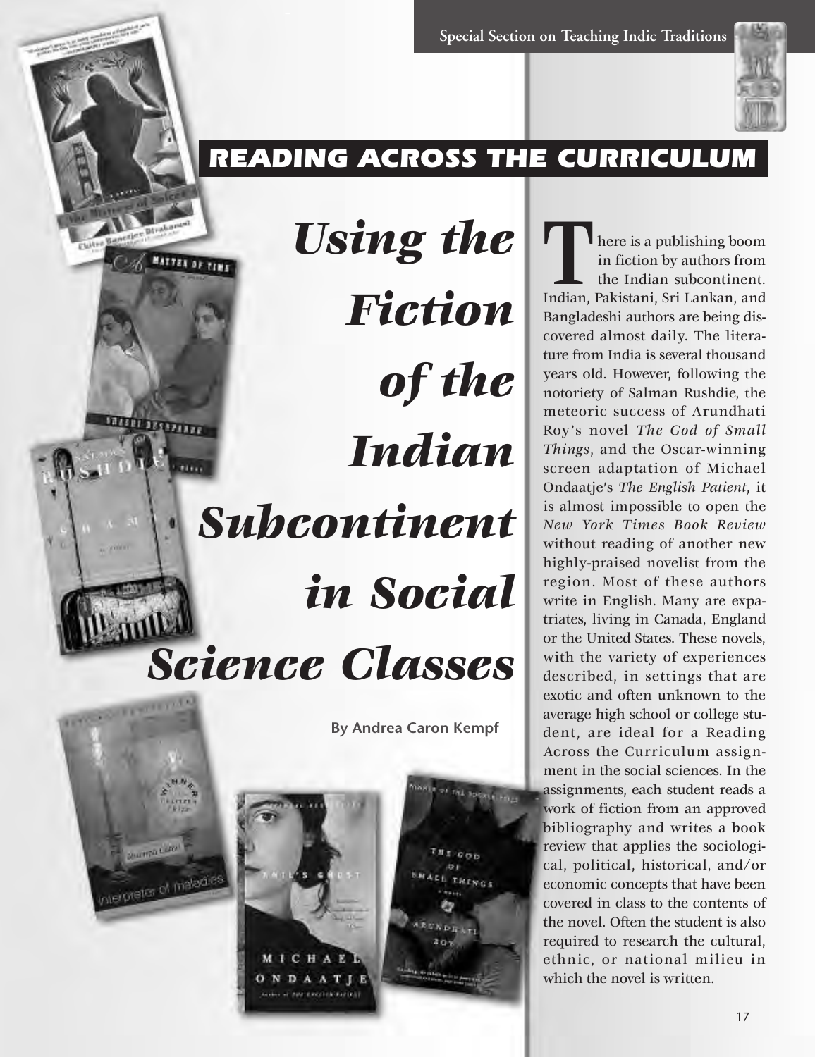## READING ACROSS THE CURRICULUM

# *Using the Fiction of the Indian Subcontinent in Social Science Classes*

**By Andrea Caron Kempf**

There is a publishing boom in fiction by authors from the Indian subcontinent. Indian, Pakistani, Sri Lankan, and Bangladeshi authors are being discovered almost daily. The literature from India is several thousand years old. However, following the notoriety of Salman Rushdie, the meteoric success of Arundhati Roy's novel *The God of Small Things*, and the Oscar-winning screen adaptation of Michael Ondaatje's *The English Patient*, it is almost impossible to open the *New York Times Book Review* without reading of another new highly-praised novelist from the region. Most of these authors write in English. Many are expatriates, living in Canada, England or the United States. These novels, with the variety of experiences described, in settings that are exotic and often unknown to the average high school or college student, are ideal for a Reading Across the Curriculum assignment in the social sciences. In the assignments, each student reads a work of fiction from an approved bibliography and writes a book review that applies the sociological, political, historical, and/or economic concepts that have been covered in class to the contents of the novel. Often the student is also required to research the cultural, ethnic, or national milieu in which the novel is written.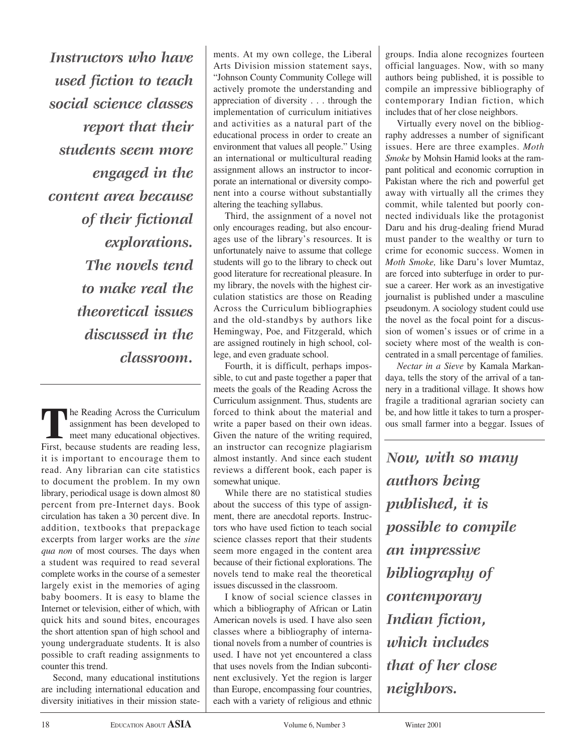*Instructors who have used fiction to teach social science classes report that their students seem more engaged in the content area because of their fictional explorations. The novels tend to make real the theoretical issues discussed in the classroom.*

The Reading Across the Curriculum assignment has been developed to meet many educational objectives. First, because students are reading less, it is important to encourage them to read. Any librarian can cite statistics to document the problem. In my own library, periodical usage is down almost 80 percent from pre-Internet days. Book circulation has taken a 30 percent dive. In addition, textbooks that prepackage excerpts from larger works are the *sine qua non* of most courses. The days when a student was required to read several complete works in the course of a semester largely exist in the memories of aging baby boomers. It is easy to blame the Internet or television, either of which, with quick hits and sound bites, encourages the short attention span of high school and young undergraduate students. It is also possible to craft reading assignments to counter this trend.

Second, many educational institutions are including international education and diversity initiatives in their mission statements. At my own college, the Liberal Arts Division mission statement says, "Johnson County Community College will actively promote the understanding and appreciation of diversity . . . through the implementation of curriculum initiatives and activities as a natural part of the educational process in order to create an environment that values all people." Using an international or multicultural reading assignment allows an instructor to incorporate an international or diversity component into a course without substantially altering the teaching syllabus.

Third, the assignment of a novel not only encourages reading, but also encourages use of the library's resources. It is unfortunately naive to assume that college students will go to the library to check out good literature for recreational pleasure. In my library, the novels with the highest circulation statistics are those on Reading Across the Curriculum bibliographies and the old-standbys by authors like Hemingway, Poe, and Fitzgerald, which are assigned routinely in high school, college, and even graduate school.

Fourth, it is difficult, perhaps impossible, to cut and paste together a paper that meets the goals of the Reading Across the Curriculum assignment. Thus, students are forced to think about the material and write a paper based on their own ideas. Given the nature of the writing required, an instructor can recognize plagiarism almost instantly. And since each student reviews a different book, each paper is somewhat unique.

While there are no statistical studies about the success of this type of assignment, there are anecdotal reports. Instructors who have used fiction to teach social science classes report that their students seem more engaged in the content area because of their fictional explorations. The novels tend to make real the theoretical issues discussed in the classroom.

I know of social science classes in which a bibliography of African or Latin American novels is used. I have also seen classes where a bibliography of international novels from a number of countries is used. I have not yet encountered a class that uses novels from the Indian subcontinent exclusively. Yet the region is larger than Europe, encompassing four countries, each with a variety of religious and ethnic groups. India alone recognizes fourteen official languages. Now, with so many authors being published, it is possible to compile an impressive bibliography of contemporary Indian fiction, which includes that of her close neighbors.

Virtually every novel on the bibliography addresses a number of significant issues. Here are three examples. *Moth Smoke* by Mohsin Hamid looks at the rampant political and economic corruption in Pakistan where the rich and powerful get away with virtually all the crimes they commit, while talented but poorly connected individuals like the protagonist Daru and his drug-dealing friend Murad must pander to the wealthy or turn to crime for economic success. Women in *Moth Smoke,* like Daru's lover Mumtaz, are forced into subterfuge in order to pursue a career. Her work as an investigative journalist is published under a masculine pseudonym. A sociology student could use the novel as the focal point for a discussion of women's issues or of crime in a society where most of the wealth is concentrated in a small percentage of families.

*Nectar in a Sieve* by Kamala Markandaya, tells the story of the arrival of a tannery in a traditional village. It shows how fragile a traditional agrarian society can be, and how little it takes to turn a prosperous small farmer into a beggar. Issues of

*Now, with so many authors being published, it is possible to compile an impressive bibliography of contemporary Indian fiction, which includes that of her close neighbors.*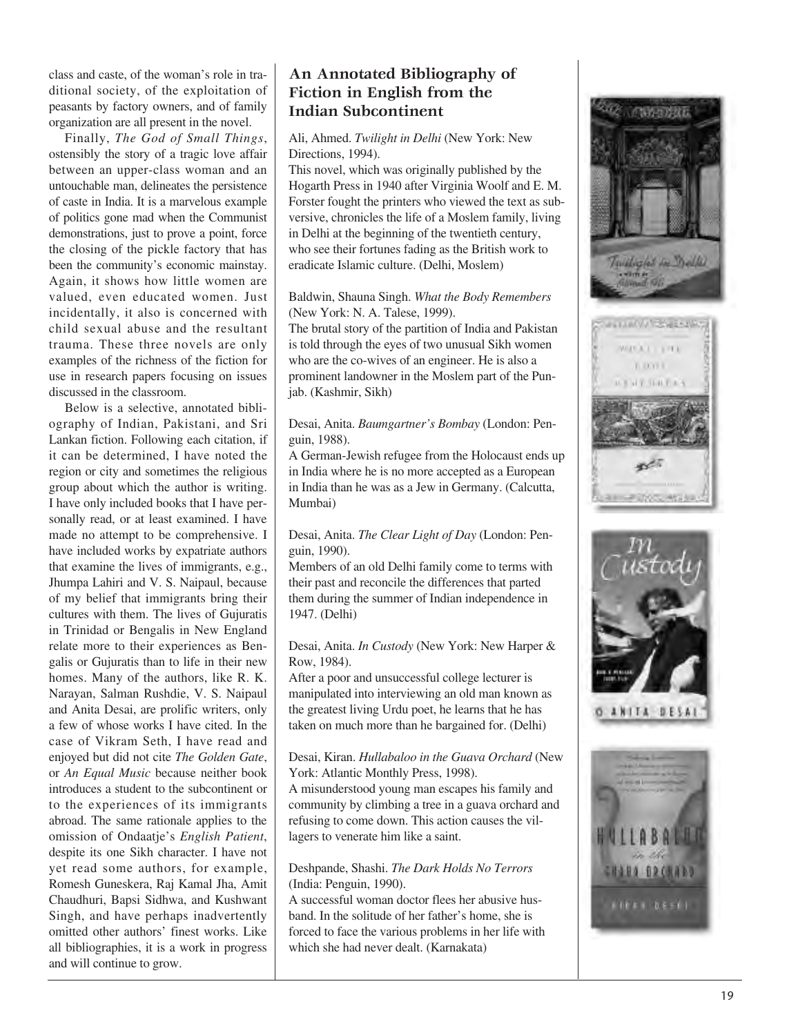class and caste, of the woman's role in traditional society, of the exploitation of peasants by factory owners, and of family organization are all present in the novel.

Finally, *The God of Small Things*, ostensibly the story of a tragic love affair between an upper-class woman and an untouchable man, delineates the persistence of caste in India. It is a marvelous example of politics gone mad when the Communist demonstrations, just to prove a point, force the closing of the pickle factory that has been the community's economic mainstay. Again, it shows how little women are valued, even educated women. Just incidentally, it also is concerned with child sexual abuse and the resultant trauma. These three novels are only examples of the richness of the fiction for use in research papers focusing on issues discussed in the classroom.

Below is a selective, annotated bibliography of Indian, Pakistani, and Sri Lankan fiction. Following each citation, if it can be determined, I have noted the region or city and sometimes the religious group about which the author is writing. I have only included books that I have personally read, or at least examined. I have made no attempt to be comprehensive. I have included works by expatriate authors that examine the lives of immigrants, e.g., Jhumpa Lahiri and V. S. Naipaul, because of my belief that immigrants bring their cultures with them. The lives of Gujuratis in Trinidad or Bengalis in New England relate more to their experiences as Bengalis or Gujuratis than to life in their new homes. Many of the authors, like R. K. Narayan, Salman Rushdie, V. S. Naipaul and Anita Desai, are prolific writers, only a few of whose works I have cited. In the case of Vikram Seth, I have read and enjoyed but did not cite *The Golden Gate*, or *An Equal Music* because neither book introduces a student to the subcontinent or to the experiences of its immigrants abroad. The same rationale applies to the omission of Ondaatje's *English Patient*, despite its one Sikh character. I have not yet read some authors, for example, Romesh Guneskera, Raj Kamal Jha, Amit Chaudhuri, Bapsi Sidhwa, and Kushwant Singh, and have perhaps inadvertently omitted other authors' finest works. Like all bibliographies, it is a work in progress and will continue to grow.

## An Annotated Bibliography of Fiction in English from the Indian Subcontinent

Ali, Ahmed. *Twilight in Delhi* (New York: New Directions, 1994).
This novel, which was originally published by the Hogarth Press in 1940 after Virginia Woolf and E. M. Forster fought the printers who viewed the text as subversive, chronicles the life of a Moslem family, living in Delhi at the beginning of the twentieth century, who see their fortunes fading as the British work to eradicate Islamic culture. (Delhi, Moslem)

Baldwin, Shauna Singh. *What the Body Remembers* (New York: N. A. Talese, 1999).
The brutal story of the partition of India and Pakistan is told through the eyes of two unusual Sikh women who are the co-wives of an engineer. He is also a prominent landowner in the Moslem part of the Punjab. (Kashmir, Sikh)

Desai, Anita. *Baumgartner's Bombay* (London: Penguin, 1988).
A German-Jewish refugee from the Holocaust ends up in India where he is no more accepted as a European in India than he was as a Jew in Germany. (Calcutta, Mumbai)

Desai, Anita. *The Clear Light of Day* (London: Penguin, 1990).
Members of an old Delhi family come to terms with their past and reconcile the differences that parted them during the summer of Indian independence in 1947. (Delhi)

Desai, Anita. *In Custody* (New York: New Harper & Row, 1984).
After a poor and unsuccessful college lecturer is manipulated into interviewing an old man known as the greatest living Urdu poet, he learns that he has taken on much more than he bargained for. (Delhi)

Desai, Kiran. *Hullabaloo in the Guava Orchard* (New York: Atlantic Monthly Press, 1998).
A misunderstood young man escapes his family and community by climbing a tree in a guava orchard and refusing to come down. This action causes the villagers to venerate him like a saint.

Deshpande, Shashi. *The Dark Holds No Terrors* (India: Penguin, 1990).
A successful woman doctor flees her abusive husband. In the solitude of her father's home, she is forced to face the various problems in her life with which she had never dealt. (Karnakata)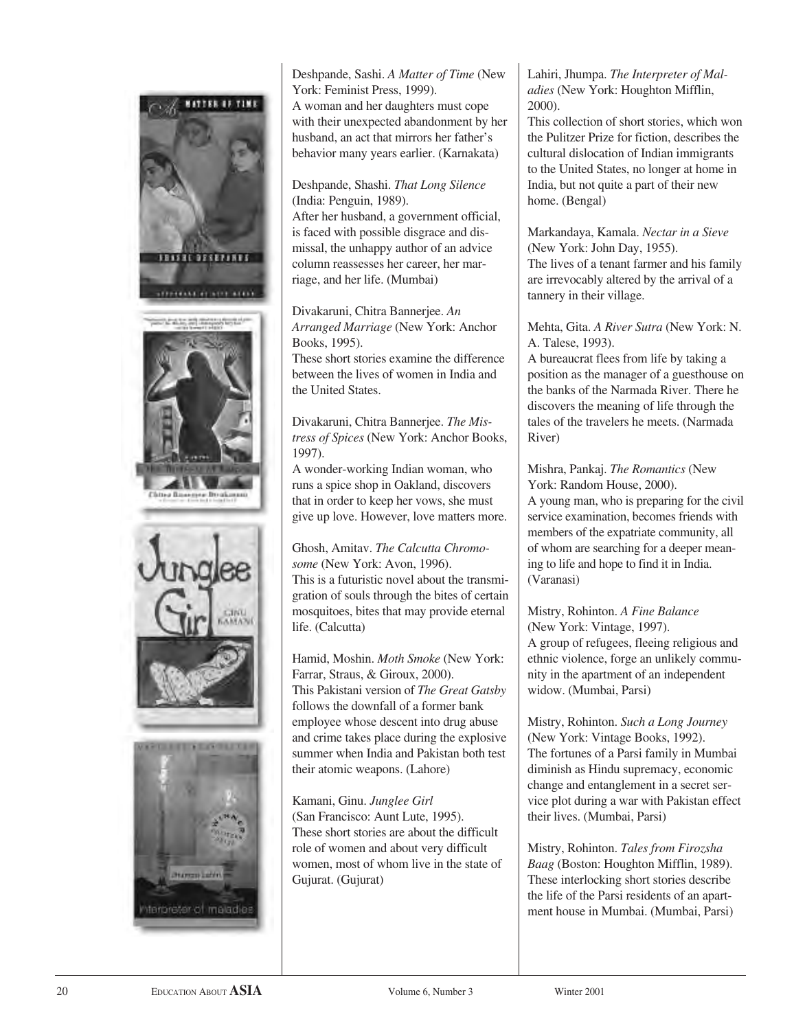Deshpande, Sashi. *A Matter of Time* (New York: Feminist Press, 1999).
A woman and her daughters must cope with their unexpected abandonment by her husband, an act that mirrors her father's behavior many years earlier. (Karnakata)

Deshpande, Shashi. *That Long Silence* (India: Penguin, 1989).
After her husband, a government official, is faced with possible disgrace and dismissal, the unhappy author of an advice column reassesses her career, her marriage, and her life. (Mumbai)

Divakaruni, Chitra Bannerjee. *An Arranged Marriage* (New York: Anchor Books, 1995).
These short stories examine the difference between the lives of women in India and the United States.

Divakaruni, Chitra Bannerjee. *The Mistress of Spices* (New York: Anchor Books, 1997).
A wonder-working Indian woman, who runs a spice shop in Oakland, discovers that in order to keep her vows, she must give up love. However, love matters more.

Ghosh, Amitav. *The Calcutta Chromosome* (New York: Avon, 1996).
This is a futuristic novel about the transmigration of souls through the bites of certain mosquitoes, bites that may provide eternal life. (Calcutta)

Hamid, Moshin. *Moth Smoke* (New York: Farrar, Straus, & Giroux, 2000).
This Pakistani version of *The Great Gatsby* follows the downfall of a former bank employee whose descent into drug abuse and crime takes place during the explosive summer when India and Pakistan both test their atomic weapons. (Lahore)

Kamani, Ginu. *Junglee Girl* (San Francisco: Aunt Lute, 1995).
These short stories are about the difficult role of women and about very difficult women, most of whom live in the state of Gujurat. (Gujurat)

Lahiri, Jhumpa. *The Interpreter of Maladies* (New York: Houghton Mifflin, 2000).
This collection of short stories, which won the Pulitzer Prize for fiction, describes the cultural dislocation of Indian immigrants to the United States, no longer at home in India, but not quite a part of their new home. (Bengal)

Markandaya, Kamala. *Nectar in a Sieve* (New York: John Day, 1955).
The lives of a tenant farmer and his family are irrevocably altered by the arrival of a tannery in their village.

Mehta, Gita. *A River Sutra* (New York: N. A. Talese, 1993).
A bureaucrat flees from life by taking a position as the manager of a guesthouse on the banks of the Narmada River. There he discovers the meaning of life through the tales of the travelers he meets. (Narmada River)

Mishra, Pankaj. *The Romantics* (New York: Random House, 2000).
A young man, who is preparing for the civil service examination, becomes friends with members of the expatriate community, all of whom are searching for a deeper meaning to life and hope to find it in India. (Varanasi)

Mistry, Rohinton. *A Fine Balance* (New York: Vintage, 1997).
A group of refugees, fleeing religious and ethnic violence, forge an unlikely community in the apartment of an independent widow. (Mumbai, Parsi)

Mistry, Rohinton. *Such a Long Journey* (New York: Vintage Books, 1992).
The fortunes of a Parsi family in Mumbai diminish as Hindu supremacy, economic change and entanglement in a secret service plot during a war with Pakistan effect their lives. (Mumbai, Parsi)

Mistry, Rohinton. *Tales from Firozsha Baag* (Boston: Houghton Mifflin, 1989).
These interlocking short stories describe the life of the Parsi residents of an apartment house in Mumbai. (Mumbai, Parsi)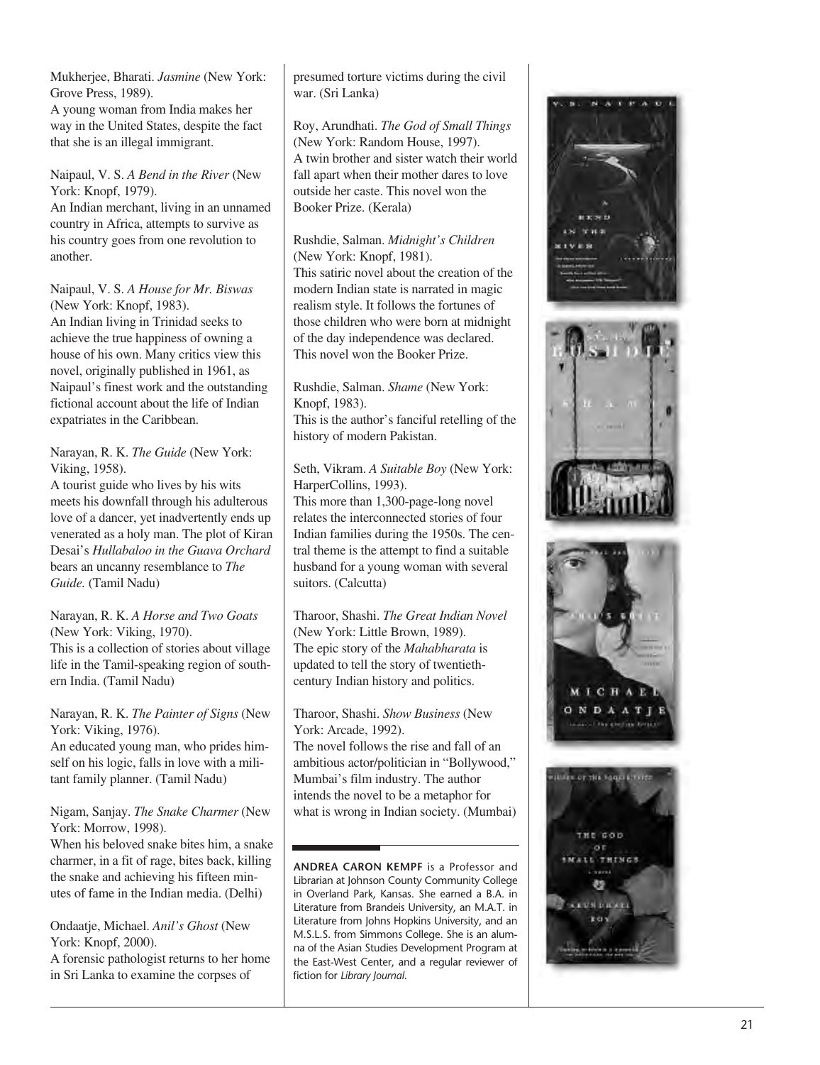Mukherjee, Bharati. *Jasmine* (New York: Grove Press, 1989).
A young woman from India makes her way in the United States, despite the fact that she is an illegal immigrant.

Naipaul, V. S. *A Bend in the River* (New York: Knopf, 1979).
An Indian merchant, living in an unnamed country in Africa, attempts to survive as his country goes from one revolution to another.

Naipaul, V. S. *A House for Mr. Biswas* (New York: Knopf, 1983).
An Indian living in Trinidad seeks to achieve the true happiness of owning a house of his own. Many critics view this novel, originally published in 1961, as Naipaul's finest work and the outstanding fictional account about the life of Indian expatriates in the Caribbean.

Narayan, R. K. *The Guide* (New York: Viking, 1958).
A tourist guide who lives by his wits meets his downfall through his adulterous love of a dancer, yet inadvertently ends up venerated as a holy man. The plot of Kiran Desai's *Hullabaloo in the Guava Orchard* bears an uncanny resemblance to *The Guide.* (Tamil Nadu)

Narayan, R. K. *A Horse and Two Goats* (New York: Viking, 1970).
This is a collection of stories about village life in the Tamil-speaking region of southern India. (Tamil Nadu)

Narayan, R. K. *The Painter of Signs* (New York: Viking, 1976).
An educated young man, who prides himself on his logic, falls in love with a militant family planner. (Tamil Nadu)

Nigam, Sanjay. *The Snake Charmer* (New York: Morrow, 1998).
When his beloved snake bites him, a snake charmer, in a fit of rage, bites back, killing the snake and achieving his fifteen minutes of fame in the Indian media. (Delhi)

Ondaatje, Michael. *Anil's Ghost* (New York: Knopf, 2000).
A forensic pathologist returns to her home in Sri Lanka to examine the corpses of presumed torture victims during the civil war. (Sri Lanka)

Roy, Arundhati. *The God of Small Things* (New York: Random House, 1997).
A twin brother and sister watch their world fall apart when their mother dares to love outside her caste. This novel won the Booker Prize. (Kerala)

Rushdie, Salman. *Midnight's Children* (New York: Knopf, 1981).
This satiric novel about the creation of the modern Indian state is narrated in magic realism style. It follows the fortunes of those children who were born at midnight of the day independence was declared. This novel won the Booker Prize.

Rushdie, Salman. *Shame* (New York: Knopf, 1983).
This is the author's fanciful retelling of the history of modern Pakistan.

Seth, Vikram. *A Suitable Boy* (New York: HarperCollins, 1993).
This more than 1,300-page-long novel relates the interconnected stories of four Indian families during the 1950s. The central theme is the attempt to find a suitable husband for a young woman with several suitors. (Calcutta)

Tharoor, Shashi. *The Great Indian Novel* (New York: Little Brown, 1989).
The epic story of the *Mahabharata* is updated to tell the story of twentieth-century Indian history and politics.

Tharoor, Shashi. *Show Business* (New York: Arcade, 1992).
The novel follows the rise and fall of an ambitious actor/politician in "Bollywood," Mumbai's film industry. The author intends the novel to be a metaphor for what is wrong in Indian society. (Mumbai)

---

**ANDREA CARON KEMPF** is a Professor and Librarian at Johnson County Community College in Overland Park, Kansas. She earned a B.A. in Literature from Brandeis University, an M.A.T. in Literature from Johns Hopkins University, and an M.S.L.S. from Simmons College. She is an alumna of the Asian Studies Development Program at the East-West Center, and a regular reviewer of fiction for *Library Journal*.